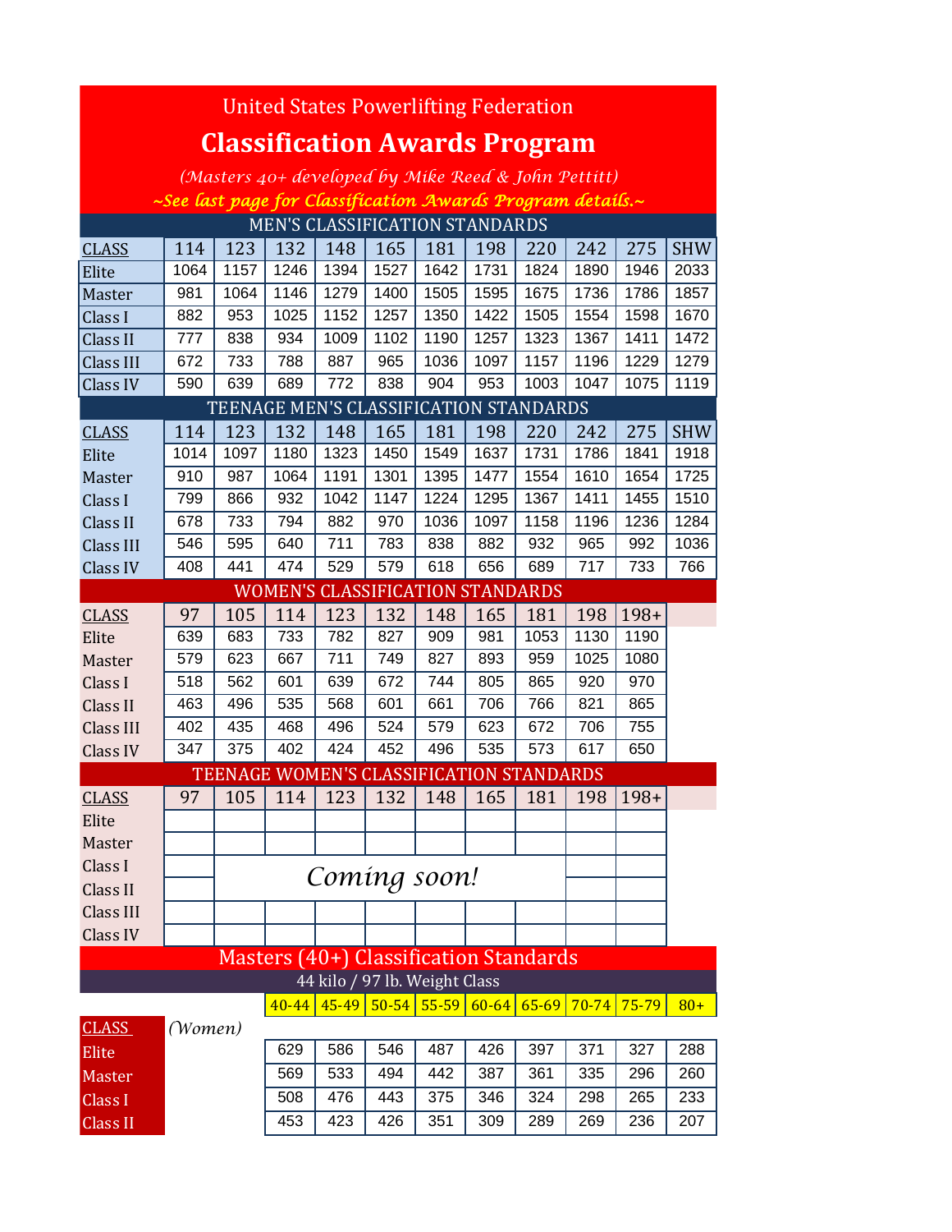# United States Powerlifting Federation

## Classification Awards Program

*(Masters 40+ developed by Mike Reed & John Pettitt)*

*~See last page for Classification Awards Program details.~*

### MEN'S CLASSIFICATION STANDARDS

| CLASS | 114 | 123 | 132 | 148 | 165 | 181 | 198 | 220 | 242 | 275 | SHW |
|---|---|---|---|---|---|---|---|---|---|---|---|
| Elite | 1064 | 1157 | 1246 | 1394 | 1527 | 1642 | 1731 | 1824 | 1890 | 1946 | 2033 |
| Master | 981 | 1064 | 1146 | 1279 | 1400 | 1505 | 1595 | 1675 | 1736 | 1786 | 1857 |
| Class I | 882 | 953 | 1025 | 1152 | 1257 | 1350 | 1422 | 1505 | 1554 | 1598 | 1670 |
| Class II | 777 | 838 | 934 | 1009 | 1102 | 1190 | 1257 | 1323 | 1367 | 1411 | 1472 |
| Class III | 672 | 733 | 788 | 887 | 965 | 1036 | 1097 | 1157 | 1196 | 1229 | 1279 |
| Class IV | 590 | 639 | 689 | 772 | 838 | 904 | 953 | 1003 | 1047 | 1075 | 1119 |

### TEENAGE MEN'S CLASSIFICATION STANDARDS

| CLASS | 114 | 123 | 132 | 148 | 165 | 181 | 198 | 220 | 242 | 275 | SHW |
|---|---|---|---|---|---|---|---|---|---|---|---|
| Elite | 1014 | 1097 | 1180 | 1323 | 1450 | 1549 | 1637 | 1731 | 1786 | 1841 | 1918 |
| Master | 910 | 987 | 1064 | 1191 | 1301 | 1395 | 1477 | 1554 | 1610 | 1654 | 1725 |
| Class I | 799 | 866 | 932 | 1042 | 1147 | 1224 | 1295 | 1367 | 1411 | 1455 | 1510 |
| Class II | 678 | 733 | 794 | 882 | 970 | 1036 | 1097 | 1158 | 1196 | 1236 | 1284 |
| Class III | 546 | 595 | 640 | 711 | 783 | 838 | 882 | 932 | 965 | 992 | 1036 |
| Class IV | 408 | 441 | 474 | 529 | 579 | 618 | 656 | 689 | 717 | 733 | 766 |

### WOMEN'S CLASSIFICATION STANDARDS

| CLASS | 97 | 105 | 114 | 123 | 132 | 148 | 165 | 181 | 198 | 198+ |
|---|---|---|---|---|---|---|---|---|---|---|
| Elite | 639 | 683 | 733 | 782 | 827 | 909 | 981 | 1053 | 1130 | 1190 |
| Master | 579 | 623 | 667 | 711 | 749 | 827 | 893 | 959 | 1025 | 1080 |
| Class I | 518 | 562 | 601 | 639 | 672 | 744 | 805 | 865 | 920 | 970 |
| Class II | 463 | 496 | 535 | 568 | 601 | 661 | 706 | 766 | 821 | 865 |
| Class III | 402 | 435 | 468 | 496 | 524 | 579 | 623 | 672 | 706 | 755 |
| Class IV | 347 | 375 | 402 | 424 | 452 | 496 | 535 | 573 | 617 | 650 |

### TEENAGE WOMEN'S CLASSIFICATION STANDARDS

| CLASS | 97 | 105 | 114 | 123 | 132 | 148 | 165 | 181 | 198 | 198+ |
|---|---|---|---|---|---|---|---|---|---|---|
| Elite | | | | | | | | | | |
| Master | | | | | | | | | | |
| Class I | | | | | | | | | | |
| Class II | | | | | | | | | | |
| Class III | | | | | | | | | | |
| Class IV | | | | | | | | | | |

*Coming soon!*

### Masters (40+) Classification Standards

44 kilo / 97 lb. Weight Class

| CLASS *(Women)* | 40-44 | 45-49 | 50-54 | 55-59 | 60-64 | 65-69 | 70-74 | 75-79 | 80+ |
|---|---|---|---|---|---|---|---|---|---|
| Elite | 629 | 586 | 546 | 487 | 426 | 397 | 371 | 327 | 288 |
| Master | 569 | 533 | 494 | 442 | 387 | 361 | 335 | 296 | 260 |
| Class I | 508 | 476 | 443 | 375 | 346 | 324 | 298 | 265 | 233 |
| Class II | 453 | 423 | 426 | 351 | 309 | 289 | 269 | 236 | 207 |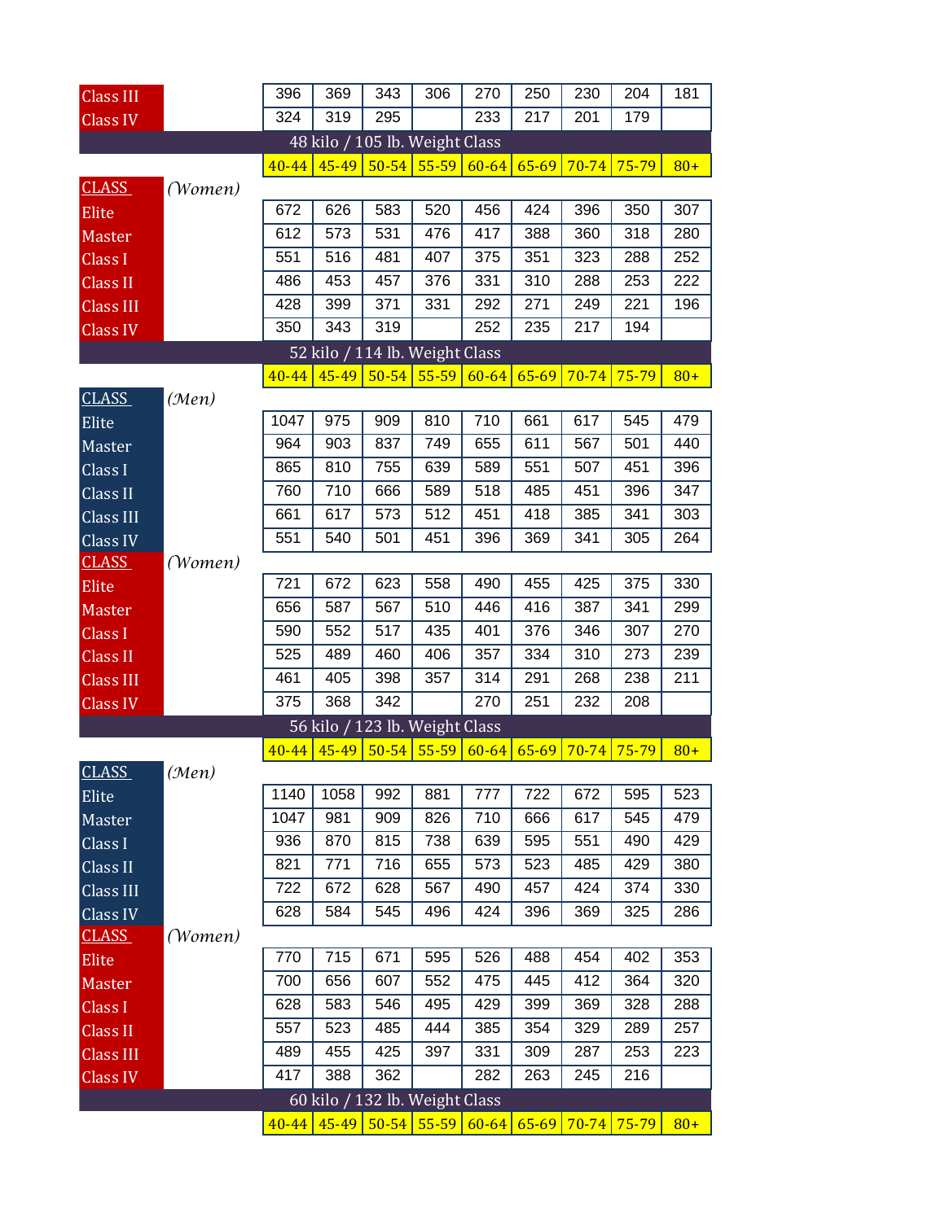| | | | | | | | | | |
|---|---|---|---|---|---|---|---|---|---|
| Class III | 396 | 369 | 343 | 306 | 270 | 250 | 230 | 204 | 181 |
| Class IV | 324 | 319 | 295 | | 233 | 217 | 201 | 179 | |

## 48 kilo / 105 lb. Weight Class

| CLASS (Women) | 40-44 | 45-49 | 50-54 | 55-59 | 60-64 | 65-69 | 70-74 | 75-79 | 80+ |
|---|---|---|---|---|---|---|---|---|---|
| Elite | 672 | 626 | 583 | 520 | 456 | 424 | 396 | 350 | 307 |
| Master | 612 | 573 | 531 | 476 | 417 | 388 | 360 | 318 | 280 |
| Class I | 551 | 516 | 481 | 407 | 375 | 351 | 323 | 288 | 252 |
| Class II | 486 | 453 | 457 | 376 | 331 | 310 | 288 | 253 | 222 |
| Class III | 428 | 399 | 371 | 331 | 292 | 271 | 249 | 221 | 196 |
| Class IV | 350 | 343 | 319 | | 252 | 235 | 217 | 194 | |

## 52 kilo / 114 lb. Weight Class

| CLASS (Men) | 40-44 | 45-49 | 50-54 | 55-59 | 60-64 | 65-69 | 70-74 | 75-79 | 80+ |
|---|---|---|---|---|---|---|---|---|---|
| Elite | 1047 | 975 | 909 | 810 | 710 | 661 | 617 | 545 | 479 |
| Master | 964 | 903 | 837 | 749 | 655 | 611 | 567 | 501 | 440 |
| Class I | 865 | 810 | 755 | 639 | 589 | 551 | 507 | 451 | 396 |
| Class II | 760 | 710 | 666 | 589 | 518 | 485 | 451 | 396 | 347 |
| Class III | 661 | 617 | 573 | 512 | 451 | 418 | 385 | 341 | 303 |
| Class IV | 551 | 540 | 501 | 451 | 396 | 369 | 341 | 305 | 264 |

| CLASS (Women) | 40-44 | 45-49 | 50-54 | 55-59 | 60-64 | 65-69 | 70-74 | 75-79 | 80+ |
|---|---|---|---|---|---|---|---|---|---|
| Elite | 721 | 672 | 623 | 558 | 490 | 455 | 425 | 375 | 330 |
| Master | 656 | 587 | 567 | 510 | 446 | 416 | 387 | 341 | 299 |
| Class I | 590 | 552 | 517 | 435 | 401 | 376 | 346 | 307 | 270 |
| Class II | 525 | 489 | 460 | 406 | 357 | 334 | 310 | 273 | 239 |
| Class III | 461 | 405 | 398 | 357 | 314 | 291 | 268 | 238 | 211 |
| Class IV | 375 | 368 | 342 | | 270 | 251 | 232 | 208 | |

## 56 kilo / 123 lb. Weight Class

| CLASS (Men) | 40-44 | 45-49 | 50-54 | 55-59 | 60-64 | 65-69 | 70-74 | 75-79 | 80+ |
|---|---|---|---|---|---|---|---|---|---|
| Elite | 1140 | 1058 | 992 | 881 | 777 | 722 | 672 | 595 | 523 |
| Master | 1047 | 981 | 909 | 826 | 710 | 666 | 617 | 545 | 479 |
| Class I | 936 | 870 | 815 | 738 | 639 | 595 | 551 | 490 | 429 |
| Class II | 821 | 771 | 716 | 655 | 573 | 523 | 485 | 429 | 380 |
| Class III | 722 | 672 | 628 | 567 | 490 | 457 | 424 | 374 | 330 |
| Class IV | 628 | 584 | 545 | 496 | 424 | 396 | 369 | 325 | 286 |

| CLASS (Women) | 40-44 | 45-49 | 50-54 | 55-59 | 60-64 | 65-69 | 70-74 | 75-79 | 80+ |
|---|---|---|---|---|---|---|---|---|---|
| Elite | 770 | 715 | 671 | 595 | 526 | 488 | 454 | 402 | 353 |
| Master | 700 | 656 | 607 | 552 | 475 | 445 | 412 | 364 | 320 |
| Class I | 628 | 583 | 546 | 495 | 429 | 399 | 369 | 328 | 288 |
| Class II | 557 | 523 | 485 | 444 | 385 | 354 | 329 | 289 | 257 |
| Class III | 489 | 455 | 425 | 397 | 331 | 309 | 287 | 253 | 223 |
| Class IV | 417 | 388 | 362 | | 282 | 263 | 245 | 216 | |

## 60 kilo / 132 lb. Weight Class

| 40-44 | 45-49 | 50-54 | 55-59 | 60-64 | 65-69 | 70-74 | 75-79 | 80+ |
|---|---|---|---|---|---|---|---|---|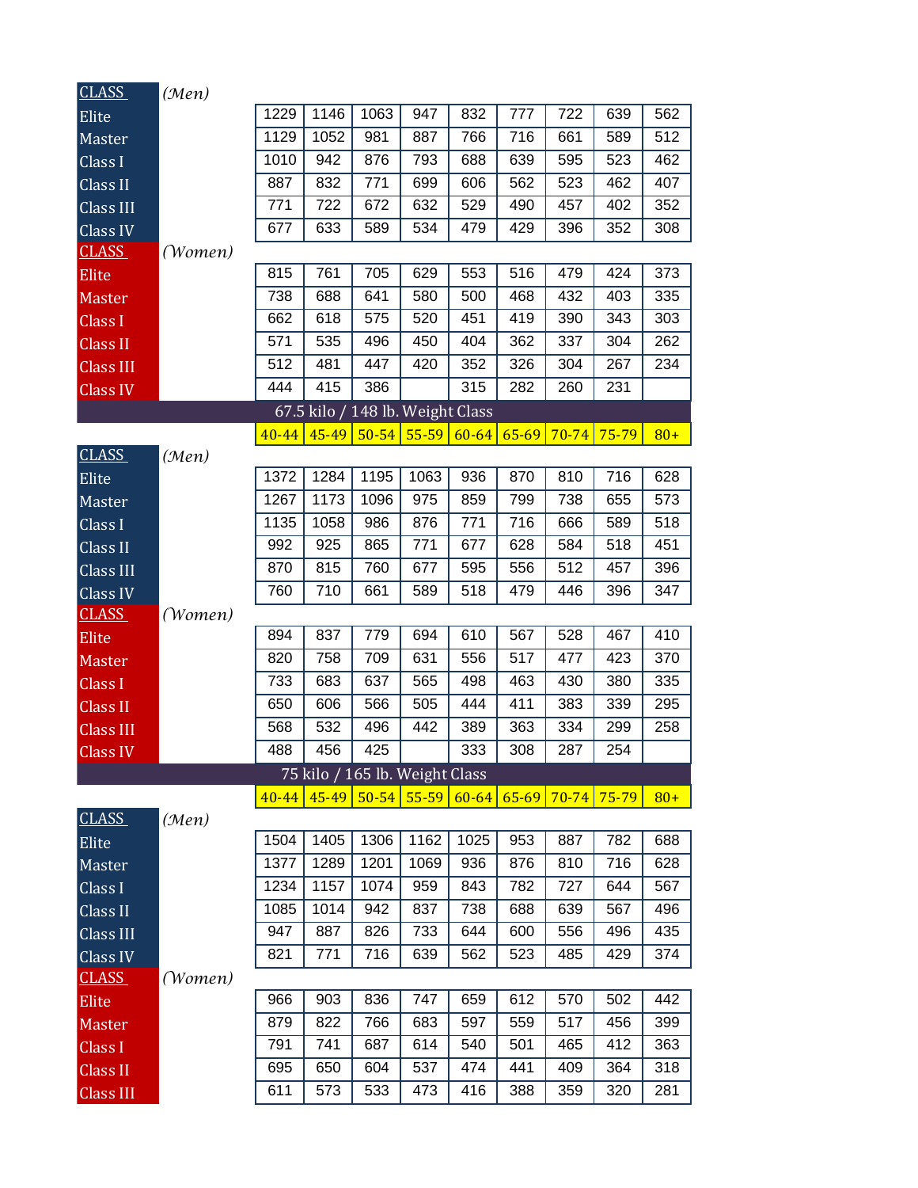| CLASS *(Men)* | | | | | | | | | |
|---|---|---|---|---|---|---|---|---|---|
| Elite | 1229 | 1146 | 1063 | 947 | 832 | 777 | 722 | 639 | 562 |
| Master | 1129 | 1052 | 981 | 887 | 766 | 716 | 661 | 589 | 512 |
| Class I | 1010 | 942 | 876 | 793 | 688 | 639 | 595 | 523 | 462 |
| Class II | 887 | 832 | 771 | 699 | 606 | 562 | 523 | 462 | 407 |
| Class III | 771 | 722 | 672 | 632 | 529 | 490 | 457 | 402 | 352 |
| Class IV | 677 | 633 | 589 | 534 | 479 | 429 | 396 | 352 | 308 |

| CLASS *(Women)* | | | | | | | | | |
|---|---|---|---|---|---|---|---|---|---|
| Elite | 815 | 761 | 705 | 629 | 553 | 516 | 479 | 424 | 373 |
| Master | 738 | 688 | 641 | 580 | 500 | 468 | 432 | 403 | 335 |
| Class I | 662 | 618 | 575 | 520 | 451 | 419 | 390 | 343 | 303 |
| Class II | 571 | 535 | 496 | 450 | 404 | 362 | 337 | 304 | 262 |
| Class III | 512 | 481 | 447 | 420 | 352 | 326 | 304 | 267 | 234 |
| Class IV | 444 | 415 | 386 | | 315 | 282 | 260 | 231 | |

## 67.5 kilo / 148 lb. Weight Class

| CLASS *(Men)* | 40-44 | 45-49 | 50-54 | 55-59 | 60-64 | 65-69 | 70-74 | 75-79 | 80+ |
|---|---|---|---|---|---|---|---|---|---|
| Elite | 1372 | 1284 | 1195 | 1063 | 936 | 870 | 810 | 716 | 628 |
| Master | 1267 | 1173 | 1096 | 975 | 859 | 799 | 738 | 655 | 573 |
| Class I | 1135 | 1058 | 986 | 876 | 771 | 716 | 666 | 589 | 518 |
| Class II | 992 | 925 | 865 | 771 | 677 | 628 | 584 | 518 | 451 |
| Class III | 870 | 815 | 760 | 677 | 595 | 556 | 512 | 457 | 396 |
| Class IV | 760 | 710 | 661 | 589 | 518 | 479 | 446 | 396 | 347 |

| CLASS *(Women)* | 40-44 | 45-49 | 50-54 | 55-59 | 60-64 | 65-69 | 70-74 | 75-79 | 80+ |
|---|---|---|---|---|---|---|---|---|---|
| Elite | 894 | 837 | 779 | 694 | 610 | 567 | 528 | 467 | 410 |
| Master | 820 | 758 | 709 | 631 | 556 | 517 | 477 | 423 | 370 |
| Class I | 733 | 683 | 637 | 565 | 498 | 463 | 430 | 380 | 335 |
| Class II | 650 | 606 | 566 | 505 | 444 | 411 | 383 | 339 | 295 |
| Class III | 568 | 532 | 496 | 442 | 389 | 363 | 334 | 299 | 258 |
| Class IV | 488 | 456 | 425 | | 333 | 308 | 287 | 254 | |

## 75 kilo / 165 lb. Weight Class

| CLASS *(Men)* | 40-44 | 45-49 | 50-54 | 55-59 | 60-64 | 65-69 | 70-74 | 75-79 | 80+ |
|---|---|---|---|---|---|---|---|---|---|
| Elite | 1504 | 1405 | 1306 | 1162 | 1025 | 953 | 887 | 782 | 688 |
| Master | 1377 | 1289 | 1201 | 1069 | 936 | 876 | 810 | 716 | 628 |
| Class I | 1234 | 1157 | 1074 | 959 | 843 | 782 | 727 | 644 | 567 |
| Class II | 1085 | 1014 | 942 | 837 | 738 | 688 | 639 | 567 | 496 |
| Class III | 947 | 887 | 826 | 733 | 644 | 600 | 556 | 496 | 435 |
| Class IV | 821 | 771 | 716 | 639 | 562 | 523 | 485 | 429 | 374 |

| CLASS *(Women)* | 40-44 | 45-49 | 50-54 | 55-59 | 60-64 | 65-69 | 70-74 | 75-79 | 80+ |
|---|---|---|---|---|---|---|---|---|---|
| Elite | 966 | 903 | 836 | 747 | 659 | 612 | 570 | 502 | 442 |
| Master | 879 | 822 | 766 | 683 | 597 | 559 | 517 | 456 | 399 |
| Class I | 791 | 741 | 687 | 614 | 540 | 501 | 465 | 412 | 363 |
| Class II | 695 | 650 | 604 | 537 | 474 | 441 | 409 | 364 | 318 |
| Class III | 611 | 573 | 533 | 473 | 416 | 388 | 359 | 320 | 281 |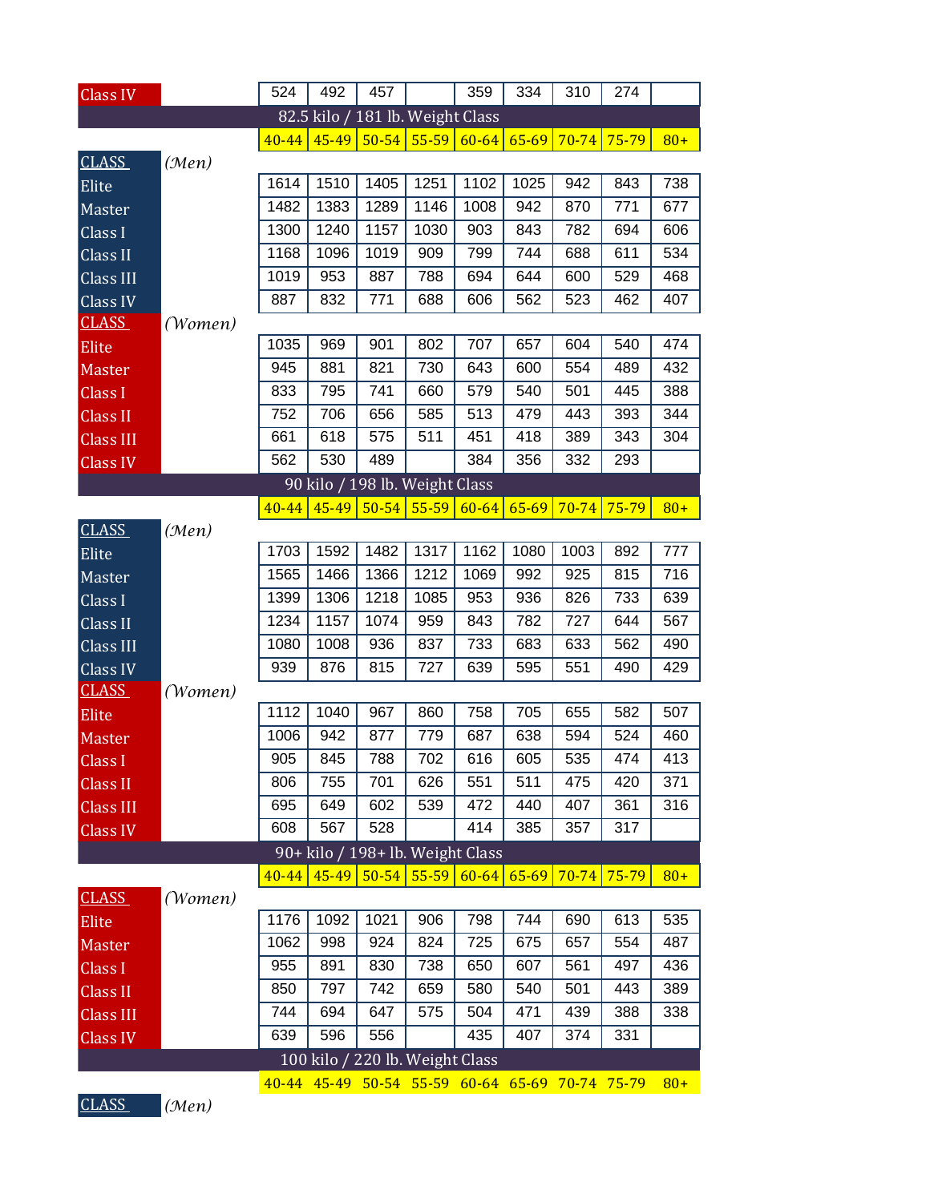| Class IV | 524 | 492 | 457 | | 359 | 334 | 310 | 274 | |
|---|---|---|---|---|---|---|---|---|---|

## 82.5 kilo / 181 lb. Weight Class

| CLASS (Men) | 40-44 | 45-49 | 50-54 | 55-59 | 60-64 | 65-69 | 70-74 | 75-79 | 80+ |
|---|---|---|---|---|---|---|---|---|---|
| Elite | 1614 | 1510 | 1405 | 1251 | 1102 | 1025 | 942 | 843 | 738 |
| Master | 1482 | 1383 | 1289 | 1146 | 1008 | 942 | 870 | 771 | 677 |
| Class I | 1300 | 1240 | 1157 | 1030 | 903 | 843 | 782 | 694 | 606 |
| Class II | 1168 | 1096 | 1019 | 909 | 799 | 744 | 688 | 611 | 534 |
| Class III | 1019 | 953 | 887 | 788 | 694 | 644 | 600 | 529 | 468 |
| Class IV | 887 | 832 | 771 | 688 | 606 | 562 | 523 | 462 | 407 |

| CLASS (Women) | 40-44 | 45-49 | 50-54 | 55-59 | 60-64 | 65-69 | 70-74 | 75-79 | 80+ |
|---|---|---|---|---|---|---|---|---|---|
| Elite | 1035 | 969 | 901 | 802 | 707 | 657 | 604 | 540 | 474 |
| Master | 945 | 881 | 821 | 730 | 643 | 600 | 554 | 489 | 432 |
| Class I | 833 | 795 | 741 | 660 | 579 | 540 | 501 | 445 | 388 |
| Class II | 752 | 706 | 656 | 585 | 513 | 479 | 443 | 393 | 344 |
| Class III | 661 | 618 | 575 | 511 | 451 | 418 | 389 | 343 | 304 |
| Class IV | 562 | 530 | 489 | | 384 | 356 | 332 | 293 | |

## 90 kilo / 198 lb. Weight Class

| CLASS (Men) | 40-44 | 45-49 | 50-54 | 55-59 | 60-64 | 65-69 | 70-74 | 75-79 | 80+ |
|---|---|---|---|---|---|---|---|---|---|
| Elite | 1703 | 1592 | 1482 | 1317 | 1162 | 1080 | 1003 | 892 | 777 |
| Master | 1565 | 1466 | 1366 | 1212 | 1069 | 992 | 925 | 815 | 716 |
| Class I | 1399 | 1306 | 1218 | 1085 | 953 | 936 | 826 | 733 | 639 |
| Class II | 1234 | 1157 | 1074 | 959 | 843 | 782 | 727 | 644 | 567 |
| Class III | 1080 | 1008 | 936 | 837 | 733 | 683 | 633 | 562 | 490 |
| Class IV | 939 | 876 | 815 | 727 | 639 | 595 | 551 | 490 | 429 |

| CLASS (Women) | 40-44 | 45-49 | 50-54 | 55-59 | 60-64 | 65-69 | 70-74 | 75-79 | 80+ |
|---|---|---|---|---|---|---|---|---|---|
| Elite | 1112 | 1040 | 967 | 860 | 758 | 705 | 655 | 582 | 507 |
| Master | 1006 | 942 | 877 | 779 | 687 | 638 | 594 | 524 | 460 |
| Class I | 905 | 845 | 788 | 702 | 616 | 605 | 535 | 474 | 413 |
| Class II | 806 | 755 | 701 | 626 | 551 | 511 | 475 | 420 | 371 |
| Class III | 695 | 649 | 602 | 539 | 472 | 440 | 407 | 361 | 316 |
| Class IV | 608 | 567 | 528 | | 414 | 385 | 357 | 317 | |

## 90+ kilo / 198+ lb. Weight Class

| CLASS (Women) | 40-44 | 45-49 | 50-54 | 55-59 | 60-64 | 65-69 | 70-74 | 75-79 | 80+ |
|---|---|---|---|---|---|---|---|---|---|
| Elite | 1176 | 1092 | 1021 | 906 | 798 | 744 | 690 | 613 | 535 |
| Master | 1062 | 998 | 924 | 824 | 725 | 675 | 657 | 554 | 487 |
| Class I | 955 | 891 | 830 | 738 | 650 | 607 | 561 | 497 | 436 |
| Class II | 850 | 797 | 742 | 659 | 580 | 540 | 501 | 443 | 389 |
| Class III | 744 | 694 | 647 | 575 | 504 | 471 | 439 | 388 | 338 |
| Class IV | 639 | 596 | 556 | | 435 | 407 | 374 | 331 | |

## 100 kilo / 220 lb. Weight Class

| CLASS (Men) | 40-44 | 45-49 | 50-54 | 55-59 | 60-64 | 65-69 | 70-74 | 75-79 | 80+ |
|---|---|---|---|---|---|---|---|---|---|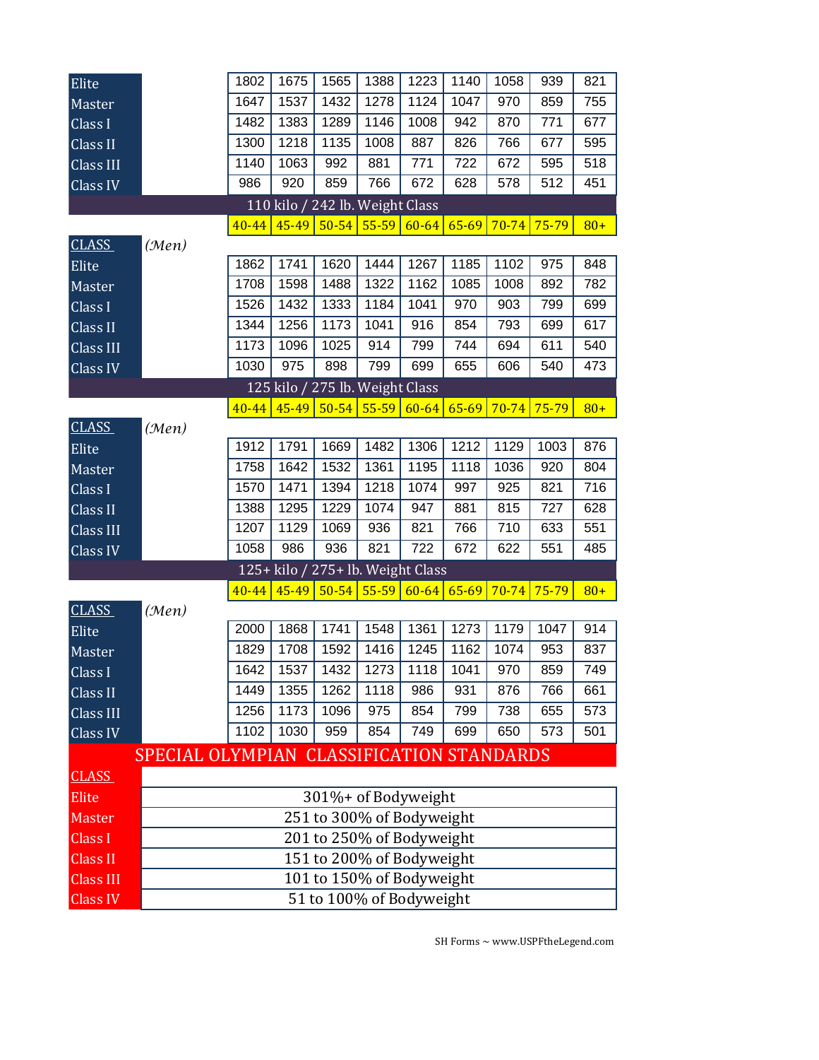| | 40-44 | 45-49 | 50-54 | 55-59 | 60-64 | 65-69 | 70-74 | 75-79 | 80+ |
|---|---|---|---|---|---|---|---|---|---|
| Elite | 1802 | 1675 | 1565 | 1388 | 1223 | 1140 | 1058 | 939 | 821 |
| Master | 1647 | 1537 | 1432 | 1278 | 1124 | 1047 | 970 | 859 | 755 |
| Class I | 1482 | 1383 | 1289 | 1146 | 1008 | 942 | 870 | 771 | 677 |
| Class II | 1300 | 1218 | 1135 | 1008 | 887 | 826 | 766 | 677 | 595 |
| Class III | 1140 | 1063 | 992 | 881 | 771 | 722 | 672 | 595 | 518 |
| Class IV | 986 | 920 | 859 | 766 | 672 | 628 | 578 | 512 | 451 |

## 110 kilo / 242 lb. Weight Class

| CLASS *(Men)* | 40-44 | 45-49 | 50-54 | 55-59 | 60-64 | 65-69 | 70-74 | 75-79 | 80+ |
|---|---|---|---|---|---|---|---|---|---|
| Elite | 1862 | 1741 | 1620 | 1444 | 1267 | 1185 | 1102 | 975 | 848 |
| Master | 1708 | 1598 | 1488 | 1322 | 1162 | 1085 | 1008 | 892 | 782 |
| Class I | 1526 | 1432 | 1333 | 1184 | 1041 | 970 | 903 | 799 | 699 |
| Class II | 1344 | 1256 | 1173 | 1041 | 916 | 854 | 793 | 699 | 617 |
| Class III | 1173 | 1096 | 1025 | 914 | 799 | 744 | 694 | 611 | 540 |
| Class IV | 1030 | 975 | 898 | 799 | 699 | 655 | 606 | 540 | 473 |

## 125 kilo / 275 lb. Weight Class

| CLASS *(Men)* | 40-44 | 45-49 | 50-54 | 55-59 | 60-64 | 65-69 | 70-74 | 75-79 | 80+ |
|---|---|---|---|---|---|---|---|---|---|
| Elite | 1912 | 1791 | 1669 | 1482 | 1306 | 1212 | 1129 | 1003 | 876 |
| Master | 1758 | 1642 | 1532 | 1361 | 1195 | 1118 | 1036 | 920 | 804 |
| Class I | 1570 | 1471 | 1394 | 1218 | 1074 | 997 | 925 | 821 | 716 |
| Class II | 1388 | 1295 | 1229 | 1074 | 947 | 881 | 815 | 727 | 628 |
| Class III | 1207 | 1129 | 1069 | 936 | 821 | 766 | 710 | 633 | 551 |
| Class IV | 1058 | 986 | 936 | 821 | 722 | 672 | 622 | 551 | 485 |

## 125+ kilo / 275+ lb. Weight Class

| CLASS *(Men)* | 40-44 | 45-49 | 50-54 | 55-59 | 60-64 | 65-69 | 70-74 | 75-79 | 80+ |
|---|---|---|---|---|---|---|---|---|---|
| Elite | 2000 | 1868 | 1741 | 1548 | 1361 | 1273 | 1179 | 1047 | 914 |
| Master | 1829 | 1708 | 1592 | 1416 | 1245 | 1162 | 1074 | 953 | 837 |
| Class I | 1642 | 1537 | 1432 | 1273 | 1118 | 1041 | 970 | 859 | 749 |
| Class II | 1449 | 1355 | 1262 | 1118 | 986 | 931 | 876 | 766 | 661 |
| Class III | 1256 | 1173 | 1096 | 975 | 854 | 799 | 738 | 655 | 573 |
| Class IV | 1102 | 1030 | 959 | 854 | 749 | 699 | 650 | 573 | 501 |

## SPECIAL OLYMPIAN CLASSIFICATION STANDARDS

| CLASS | |
|---|---|
| Elite | 301%+ of Bodyweight |
| Master | 251 to 300% of Bodyweight |
| Class I | 201 to 250% of Bodyweight |
| Class II | 151 to 200% of Bodyweight |
| Class III | 101 to 150% of Bodyweight |
| Class IV | 51 to 100% of Bodyweight |

SH Forms ~ www.USPFtheLegend.com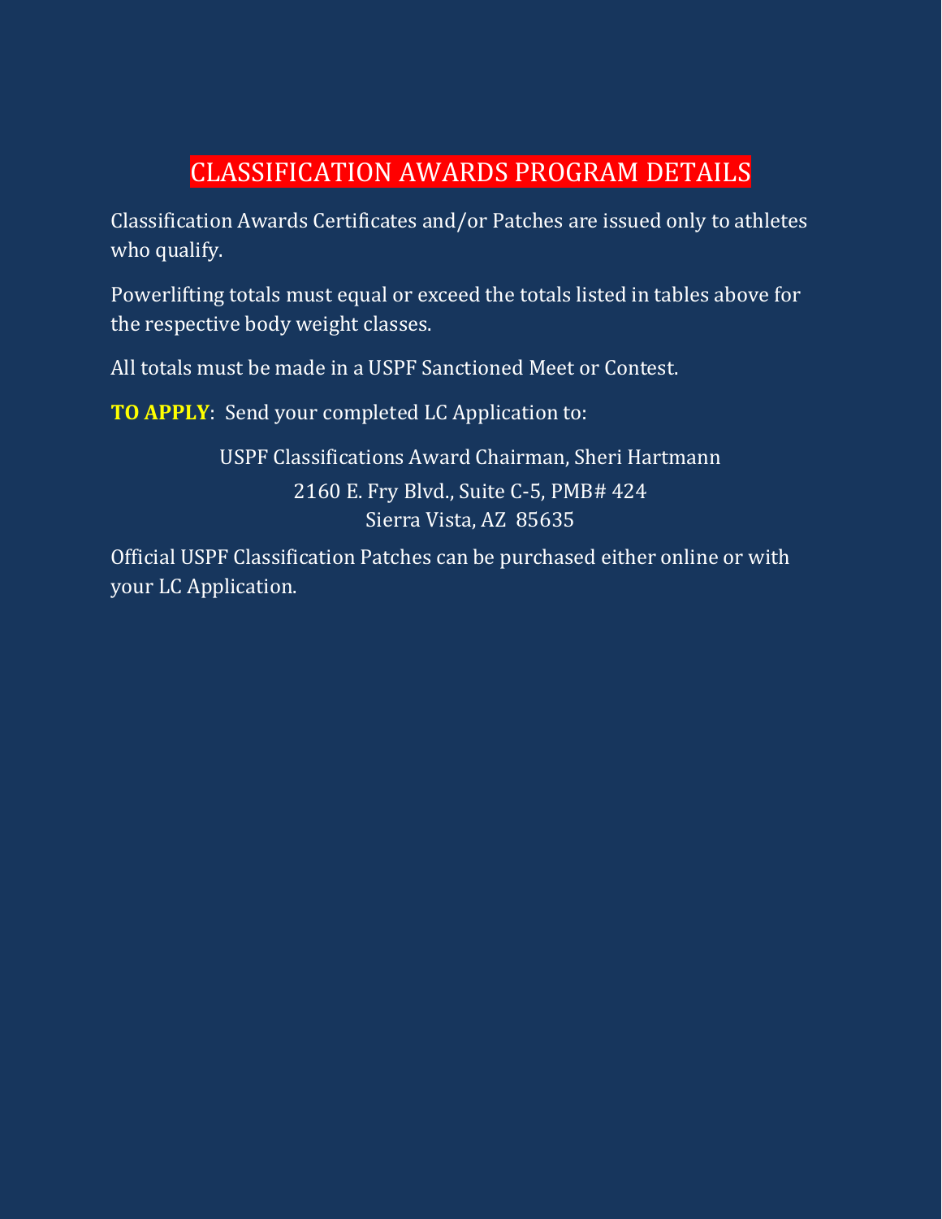## CLASSIFICATION AWARDS PROGRAM DETAILS

Classification Awards Certificates and/or Patches are issued only to athletes who qualify.

Powerlifting totals must equal or exceed the totals listed in tables above for the respective body weight classes.

All totals must be made in a USPF Sanctioned Meet or Contest.

**TO APPLY**: Send your completed LC Application to:

USPF Classifications Award Chairman, Sheri Hartmann
2160 E. Fry Blvd., Suite C-5, PMB# 424
Sierra Vista, AZ 85635

Official USPF Classification Patches can be purchased either online or with your LC Application.